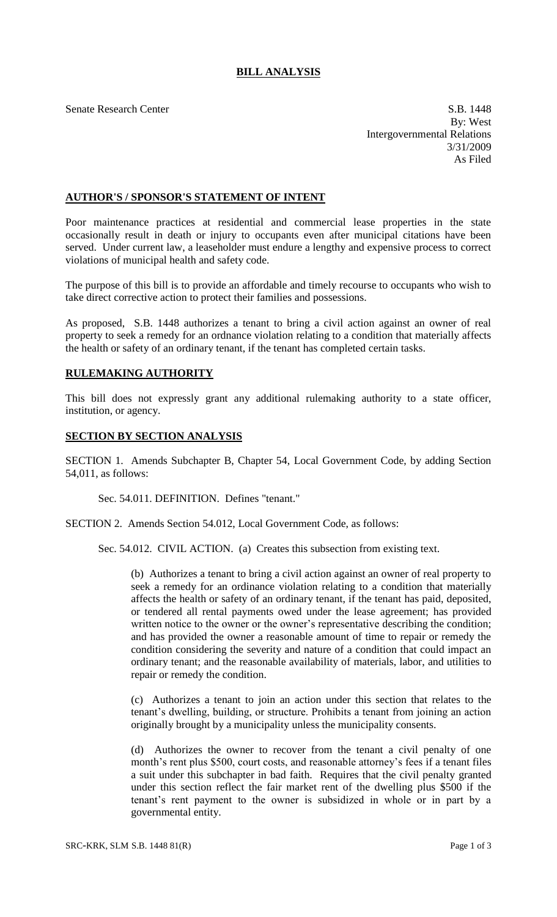# BILL ANALYSIS

Senate Research Center S.B. 1448

By: West

Intergovernmental Relations

3/31/2009

As Filed

## AUTHOR'S / SPONSOR'S STATEMENT OF INTENT

Poor maintenance practices at residential and commercial lease properties in the state occasionally result in death or injury to occupants even after municipal citations have been served. Under current law, a leaseholder must endure a lengthy and expensive process to correct violations of municipal health and safety code.

The purpose of this bill is to provide an affordable and timely recourse to occupants who wish to take direct corrective action to protect their families and possessions.

As proposed, S.B. 1448 authorizes a tenant to bring a civil action against an owner of real property to seek a remedy for an ordnance violation relating to a condition that materially affects the health or safety of an ordinary tenant, if the tenant has completed certain tasks.

## RULEMAKING AUTHORITY

This bill does not expressly grant any additional rulemaking authority to a state officer, institution, or agency.

## SECTION BY SECTION ANALYSIS

SECTION 1. Amends Subchapter B, Chapter 54, Local Government Code, by adding Section 54,011, as follows:

Sec. 54.011. DEFINITION. Defines "tenant."

SECTION 2. Amends Section 54.012, Local Government Code, as follows:

Sec. 54.012. CIVIL ACTION. (a) Creates this subsection from existing text.

(b) Authorizes a tenant to bring a civil action against an owner of real property to seek a remedy for an ordinance violation relating to a condition that materially affects the health or safety of an ordinary tenant, if the tenant has paid, deposited, or tendered all rental payments owed under the lease agreement; has provided written notice to the owner or the owner's representative describing the condition; and has provided the owner a reasonable amount of time to repair or remedy the condition considering the severity and nature of a condition that could impact an ordinary tenant; and the reasonable availability of materials, labor, and utilities to repair or remedy the condition.

(c) Authorizes a tenant to join an action under this section that relates to the tenant's dwelling, building, or structure. Prohibits a tenant from joining an action originally brought by a municipality unless the municipality consents.

(d) Authorizes the owner to recover from the tenant a civil penalty of one month's rent plus \$500, court costs, and reasonable attorney's fees if a tenant files a suit under this subchapter in bad faith. Requires that the civil penalty granted under this section reflect the fair market rent of the dwelling plus \$500 if the tenant's rent payment to the owner is subsidized in whole or in part by a governmental entity.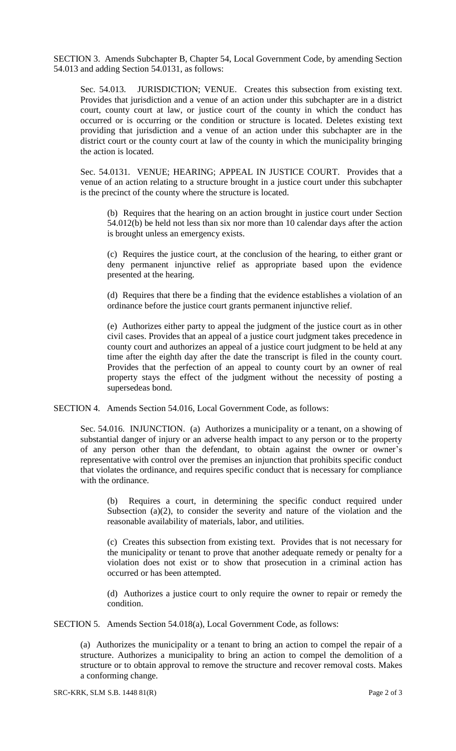SECTION 3. Amends Subchapter B, Chapter 54, Local Government Code, by amending Section 54.013 and adding Section 54.0131, as follows:

Sec. 54.013. JURISDICTION; VENUE. Creates this subsection from existing text. Provides that jurisdiction and a venue of an action under this subchapter are in a district court, county court at law, or justice court of the county in which the conduct has occurred or is occurring or the condition or structure is located. Deletes existing text providing that jurisdiction and a venue of an action under this subchapter are in the district court or the county court at law of the county in which the municipality bringing the action is located.

Sec. 54.0131. VENUE; HEARING; APPEAL IN JUSTICE COURT. Provides that a venue of an action relating to a structure brought in a justice court under this subchapter is the precinct of the county where the structure is located.

(b) Requires that the hearing on an action brought in justice court under Section 54.012(b) be held not less than six nor more than 10 calendar days after the action is brought unless an emergency exists.

(c) Requires the justice court, at the conclusion of the hearing, to either grant or deny permanent injunctive relief as appropriate based upon the evidence presented at the hearing.

(d) Requires that there be a finding that the evidence establishes a violation of an ordinance before the justice court grants permanent injunctive relief.

(e) Authorizes either party to appeal the judgment of the justice court as in other civil cases. Provides that an appeal of a justice court judgment takes precedence in county court and authorizes an appeal of a justice court judgment to be held at any time after the eighth day after the date the transcript is filed in the county court. Provides that the perfection of an appeal to county court by an owner of real property stays the effect of the judgment without the necessity of posting a supersedeas bond.

SECTION 4. Amends Section 54.016, Local Government Code, as follows:

Sec. 54.016. INJUNCTION. (a) Authorizes a municipality or a tenant, on a showing of substantial danger of injury or an adverse health impact to any person or to the property of any person other than the defendant, to obtain against the owner or owner's representative with control over the premises an injunction that prohibits specific conduct that violates the ordinance, and requires specific conduct that is necessary for compliance with the ordinance.

(b) Requires a court, in determining the specific conduct required under Subsection (a)(2), to consider the severity and nature of the violation and the reasonable availability of materials, labor, and utilities.

(c) Creates this subsection from existing text. Provides that is not necessary for the municipality or tenant to prove that another adequate remedy or penalty for a violation does not exist or to show that prosecution in a criminal action has occurred or has been attempted.

(d) Authorizes a justice court to only require the owner to repair or remedy the condition.

SECTION 5. Amends Section 54.018(a), Local Government Code, as follows:

(a) Authorizes the municipality or a tenant to bring an action to compel the repair of a structure. Authorizes a municipality to bring an action to compel the demolition of a structure or to obtain approval to remove the structure and recover removal costs. Makes a conforming change.

SRC-KRK, SLM S.B. 1448 81(R)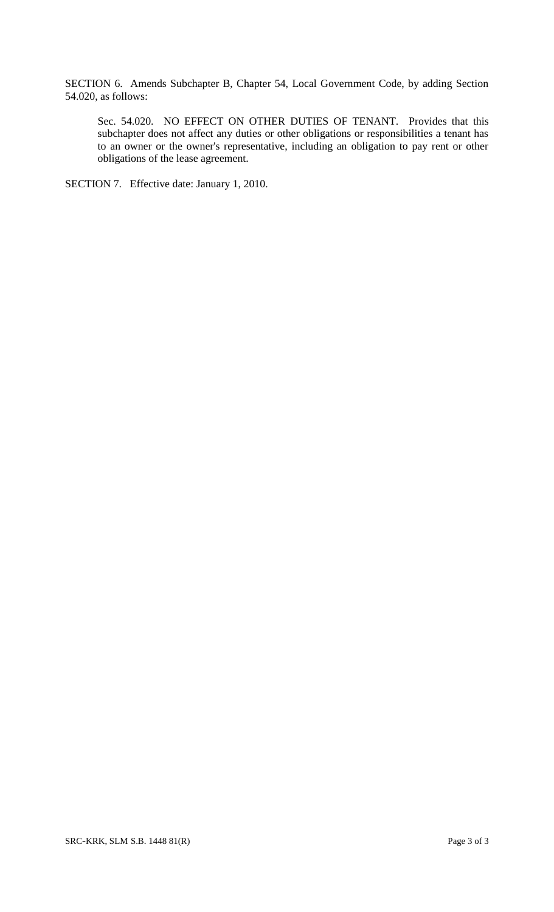SECTION 6. Amends Subchapter B, Chapter 54, Local Government Code, by adding Section 54.020, as follows:

> Sec. 54.020. NO EFFECT ON OTHER DUTIES OF TENANT. Provides that this subchapter does not affect any duties or other obligations or responsibilities a tenant has to an owner or the owner's representative, including an obligation to pay rent or other obligations of the lease agreement.

SECTION 7. Effective date: January 1, 2010.